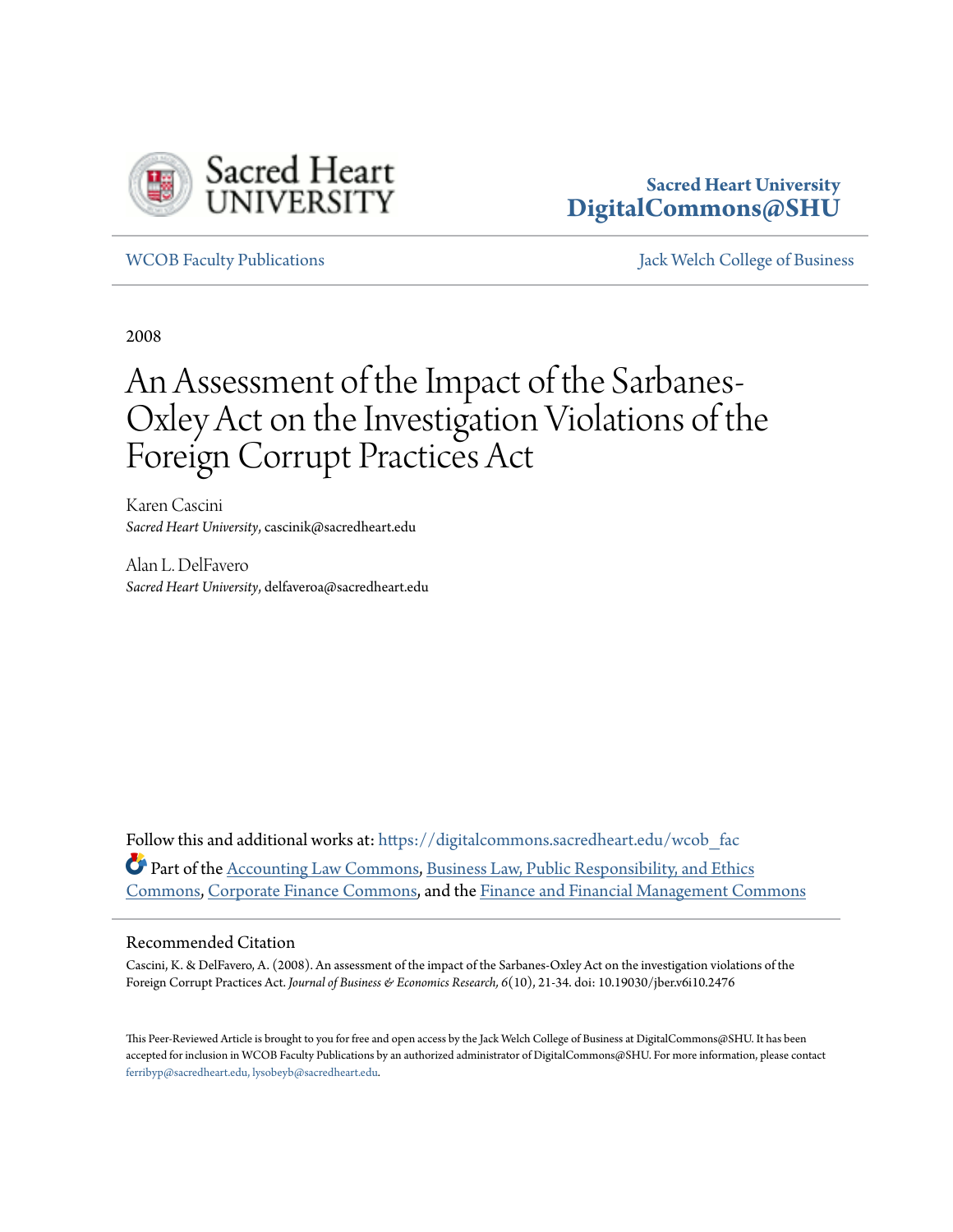Sacred Heart University
DigitalCommons@SHU

WCOB Faculty Publications | Jack Welch College of Business

2008

# An Assessment of the Impact of the Sarbanes-Oxley Act on the Investigation Violations of the Foreign Corrupt Practices Act

Karen Cascini
*Sacred Heart University*, cascinik@sacredheart.edu

Alan L. DelFavero
*Sacred Heart University*, delfaveroa@sacredheart.edu

Follow this and additional works at: https://digitalcommons.sacredheart.edu/wcob_fac

Part of the Accounting Law Commons, Business Law, Public Responsibility, and Ethics Commons, Corporate Finance Commons, and the Finance and Financial Management Commons

## Recommended Citation

Cascini, K. & DelFavero, A. (2008). An assessment of the impact of the Sarbanes-Oxley Act on the investigation violations of the Foreign Corrupt Practices Act. *Journal of Business & Economics Research, 6*(10), 21-34. doi: 10.19030/jber.v6i10.2476

This Peer-Reviewed Article is brought to you for free and open access by the Jack Welch College of Business at DigitalCommons@SHU. It has been accepted for inclusion in WCOB Faculty Publications by an authorized administrator of DigitalCommons@SHU. For more information, please contact ferribyp@sacredheart.edu, lysobeyb@sacredheart.edu.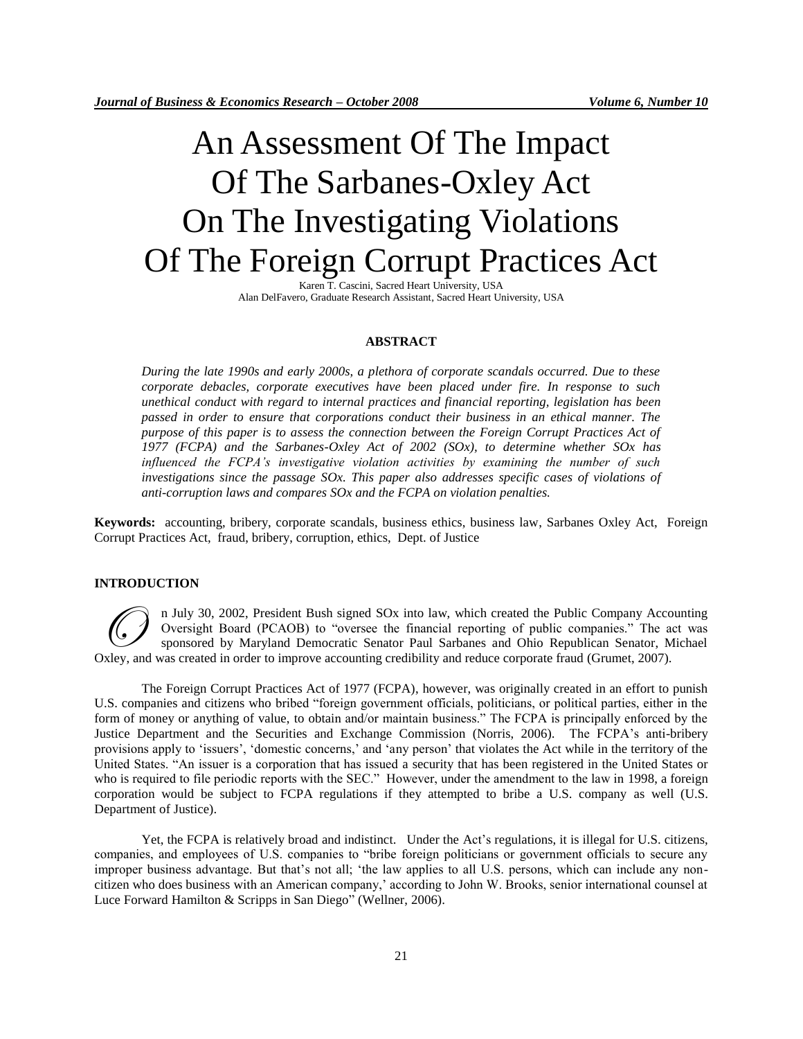# An Assessment Of The Impact Of The Sarbanes-Oxley Act On The Investigating Violations Of The Foreign Corrupt Practices Act

Karen T. Cascini, Sacred Heart University, USA
Alan DelFavero, Graduate Research Assistant, Sacred Heart University, USA

## ABSTRACT

*During the late 1990s and early 2000s, a plethora of corporate scandals occurred. Due to these corporate debacles, corporate executives have been placed under fire. In response to such unethical conduct with regard to internal practices and financial reporting, legislation has been passed in order to ensure that corporations conduct their business in an ethical manner. The purpose of this paper is to assess the connection between the Foreign Corrupt Practices Act of 1977 (FCPA) and the Sarbanes-Oxley Act of 2002 (SOx), to determine whether SOx has influenced the FCPA's investigative violation activities by examining the number of such investigations since the passage SOx. This paper also addresses specific cases of violations of anti-corruption laws and compares SOx and the FCPA on violation penalties.*

**Keywords:** accounting, bribery, corporate scandals, business ethics, business law, Sarbanes Oxley Act, Foreign Corrupt Practices Act, fraud, bribery, corruption, ethics, Dept. of Justice

## INTRODUCTION

On July 30, 2002, President Bush signed SOx into law, which created the Public Company Accounting Oversight Board (PCAOB) to "oversee the financial reporting of public companies." The act was sponsored by Maryland Democratic Senator Paul Sarbanes and Ohio Republican Senator, Michael Oxley, and was created in order to improve accounting credibility and reduce corporate fraud (Grumet, 2007).

The Foreign Corrupt Practices Act of 1977 (FCPA), however, was originally created in an effort to punish U.S. companies and citizens who bribed "foreign government officials, politicians, or political parties, either in the form of money or anything of value, to obtain and/or maintain business." The FCPA is principally enforced by the Justice Department and the Securities and Exchange Commission (Norris, 2006). The FCPA's anti-bribery provisions apply to 'issuers', 'domestic concerns,' and 'any person' that violates the Act while in the territory of the United States. "An issuer is a corporation that has issued a security that has been registered in the United States or who is required to file periodic reports with the SEC." However, under the amendment to the law in 1998, a foreign corporation would be subject to FCPA regulations if they attempted to bribe a U.S. company as well (U.S. Department of Justice).

Yet, the FCPA is relatively broad and indistinct. Under the Act's regulations, it is illegal for U.S. citizens, companies, and employees of U.S. companies to "bribe foreign politicians or government officials to secure any improper business advantage. But that's not all; 'the law applies to all U.S. persons, which can include any non-citizen who does business with an American company,' according to John W. Brooks, senior international counsel at Luce Forward Hamilton & Scripps in San Diego" (Wellner, 2006).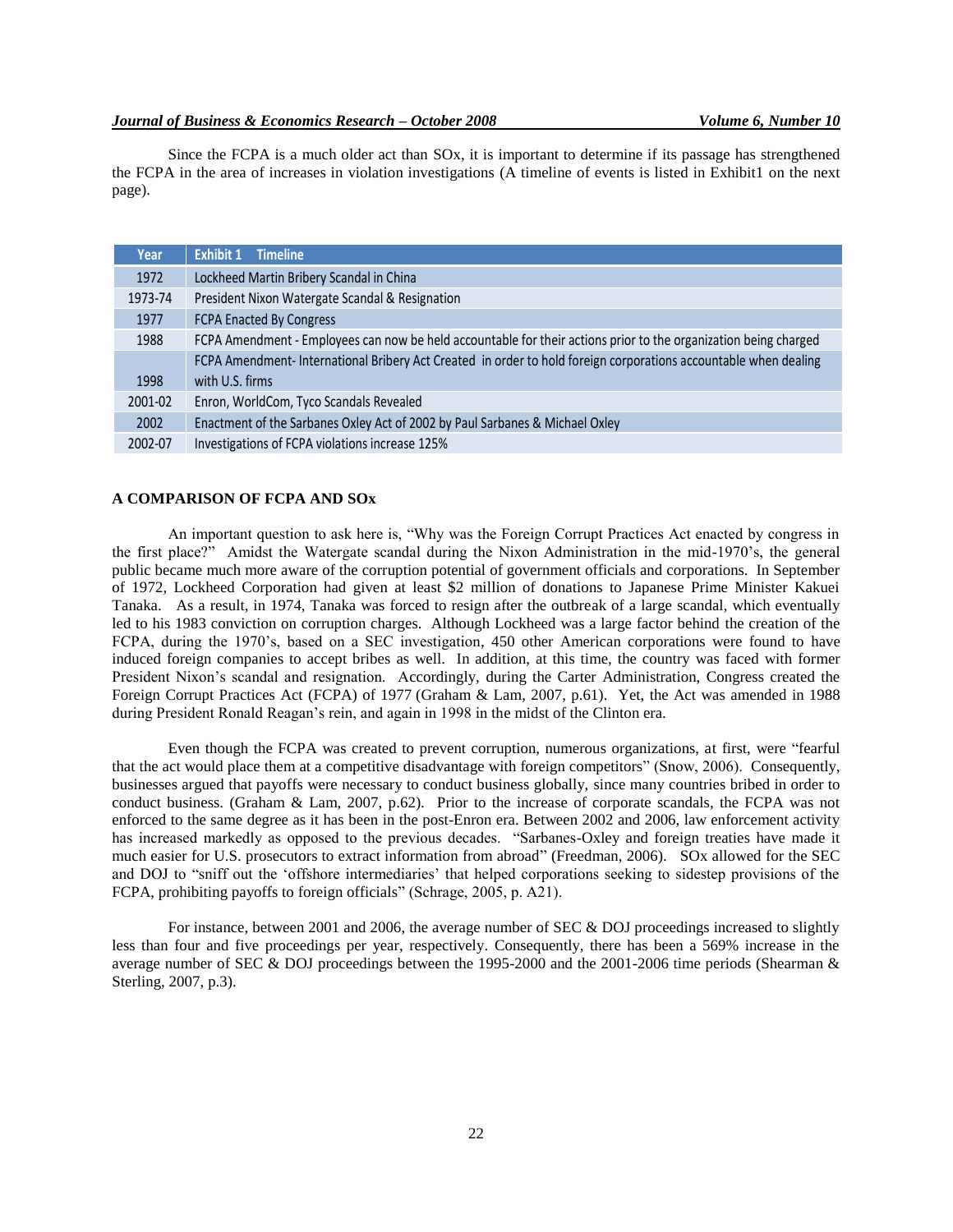Since the FCPA is a much older act than SOx, it is important to determine if its passage has strengthened the FCPA in the area of increases in violation investigations (A timeline of events is listed in Exhibit1 on the next page).

| Year | Exhibit 1 Timeline |
|---|---|
| 1972 | Lockheed Martin Bribery Scandal in China |
| 1973-74 | President Nixon Watergate Scandal & Resignation |
| 1977 | FCPA Enacted By Congress |
| 1988 | FCPA Amendment - Employees can now be held accountable for their actions prior to the organization being charged |
| 1998 | FCPA Amendment- International Bribery Act Created in order to hold foreign corporations accountable when dealing with U.S. firms |
| 2001-02 | Enron, WorldCom, Tyco Scandals Revealed |
| 2002 | Enactment of the Sarbanes Oxley Act of 2002 by Paul Sarbanes & Michael Oxley |
| 2002-07 | Investigations of FCPA violations increase 125% |

## A COMPARISON OF FCPA AND SOx

An important question to ask here is, "Why was the Foreign Corrupt Practices Act enacted by congress in the first place?" Amidst the Watergate scandal during the Nixon Administration in the mid-1970's, the general public became much more aware of the corruption potential of government officials and corporations. In September of 1972, Lockheed Corporation had given at least $2 million of donations to Japanese Prime Minister Kakuei Tanaka. As a result, in 1974, Tanaka was forced to resign after the outbreak of a large scandal, which eventually led to his 1983 conviction on corruption charges. Although Lockheed was a large factor behind the creation of the FCPA, during the 1970's, based on a SEC investigation, 450 other American corporations were found to have induced foreign companies to accept bribes as well. In addition, at this time, the country was faced with former President Nixon's scandal and resignation. Accordingly, during the Carter Administration, Congress created the Foreign Corrupt Practices Act (FCPA) of 1977 (Graham & Lam, 2007, p.61). Yet, the Act was amended in 1988 during President Ronald Reagan's rein, and again in 1998 in the midst of the Clinton era.

Even though the FCPA was created to prevent corruption, numerous organizations, at first, were "fearful that the act would place them at a competitive disadvantage with foreign competitors" (Snow, 2006). Consequently, businesses argued that payoffs were necessary to conduct business globally, since many countries bribed in order to conduct business. (Graham & Lam, 2007, p.62). Prior to the increase of corporate scandals, the FCPA was not enforced to the same degree as it has been in the post-Enron era. Between 2002 and 2006, law enforcement activity has increased markedly as opposed to the previous decades. "Sarbanes-Oxley and foreign treaties have made it much easier for U.S. prosecutors to extract information from abroad" (Freedman, 2006). SOx allowed for the SEC and DOJ to "sniff out the 'offshore intermediaries' that helped corporations seeking to sidestep provisions of the FCPA, prohibiting payoffs to foreign officials" (Schrage, 2005, p. A21).

For instance, between 2001 and 2006, the average number of SEC & DOJ proceedings increased to slightly less than four and five proceedings per year, respectively. Consequently, there has been a 569% increase in the average number of SEC & DOJ proceedings between the 1995-2000 and the 2001-2006 time periods (Shearman & Sterling, 2007, p.3).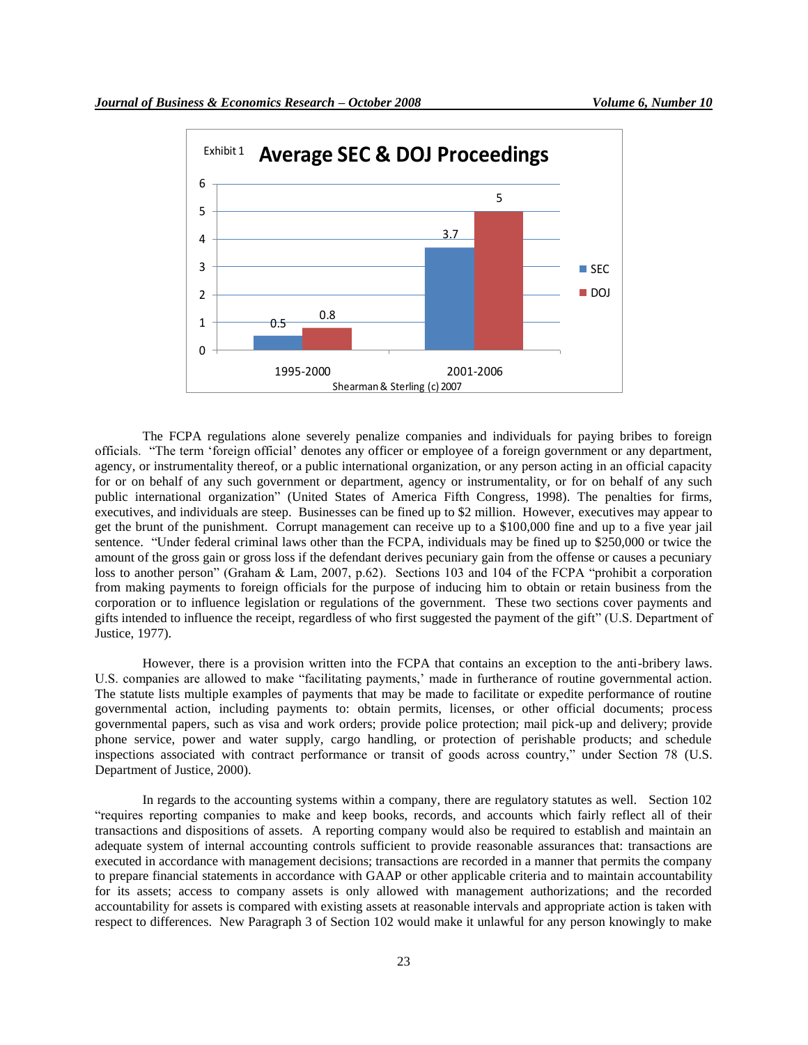**Exhibit 1 Average SEC & DOJ Proceedings**

| | SEC | DOJ |
|---|---|---|
| 1995-2000 | 0.5 | 0.8 |
| 2001-2006 | 3.7 | 5 |

Shearman & Sterling (c) 2007

The FCPA regulations alone severely penalize companies and individuals for paying bribes to foreign officials. "The term 'foreign official' denotes any officer or employee of a foreign government or any department, agency, or instrumentality thereof, or a public international organization, or any person acting in an official capacity for or on behalf of any such government or department, agency or instrumentality, or for on behalf of any such public international organization" (United States of America Fifth Congress, 1998). The penalties for firms, executives, and individuals are steep. Businesses can be fined up to $2 million. However, executives may appear to get the brunt of the punishment. Corrupt management can receive up to a $100,000 fine and up to a five year jail sentence. "Under federal criminal laws other than the FCPA, individuals may be fined up to $250,000 or twice the amount of the gross gain or gross loss if the defendant derives pecuniary gain from the offense or causes a pecuniary loss to another person" (Graham & Lam, 2007, p.62). Sections 103 and 104 of the FCPA "prohibit a corporation from making payments to foreign officials for the purpose of inducing him to obtain or retain business from the corporation or to influence legislation or regulations of the government. These two sections cover payments and gifts intended to influence the receipt, regardless of who first suggested the payment of the gift" (U.S. Department of Justice, 1977).

However, there is a provision written into the FCPA that contains an exception to the anti-bribery laws. U.S. companies are allowed to make "facilitating payments,' made in furtherance of routine governmental action. The statute lists multiple examples of payments that may be made to facilitate or expedite performance of routine governmental action, including payments to: obtain permits, licenses, or other official documents; process governmental papers, such as visa and work orders; provide police protection; mail pick-up and delivery; provide phone service, power and water supply, cargo handling, or protection of perishable products; and schedule inspections associated with contract performance or transit of goods across country," under Section 78 (U.S. Department of Justice, 2000).

In regards to the accounting systems within a company, there are regulatory statutes as well. Section 102 "requires reporting companies to make and keep books, records, and accounts which fairly reflect all of their transactions and dispositions of assets. A reporting company would also be required to establish and maintain an adequate system of internal accounting controls sufficient to provide reasonable assurances that: transactions are executed in accordance with management decisions; transactions are recorded in a manner that permits the company to prepare financial statements in accordance with GAAP or other applicable criteria and to maintain accountability for its assets; access to company assets is only allowed with management authorizations; and the recorded accountability for assets is compared with existing assets at reasonable intervals and appropriate action is taken with respect to differences. New Paragraph 3 of Section 102 would make it unlawful for any person knowingly to make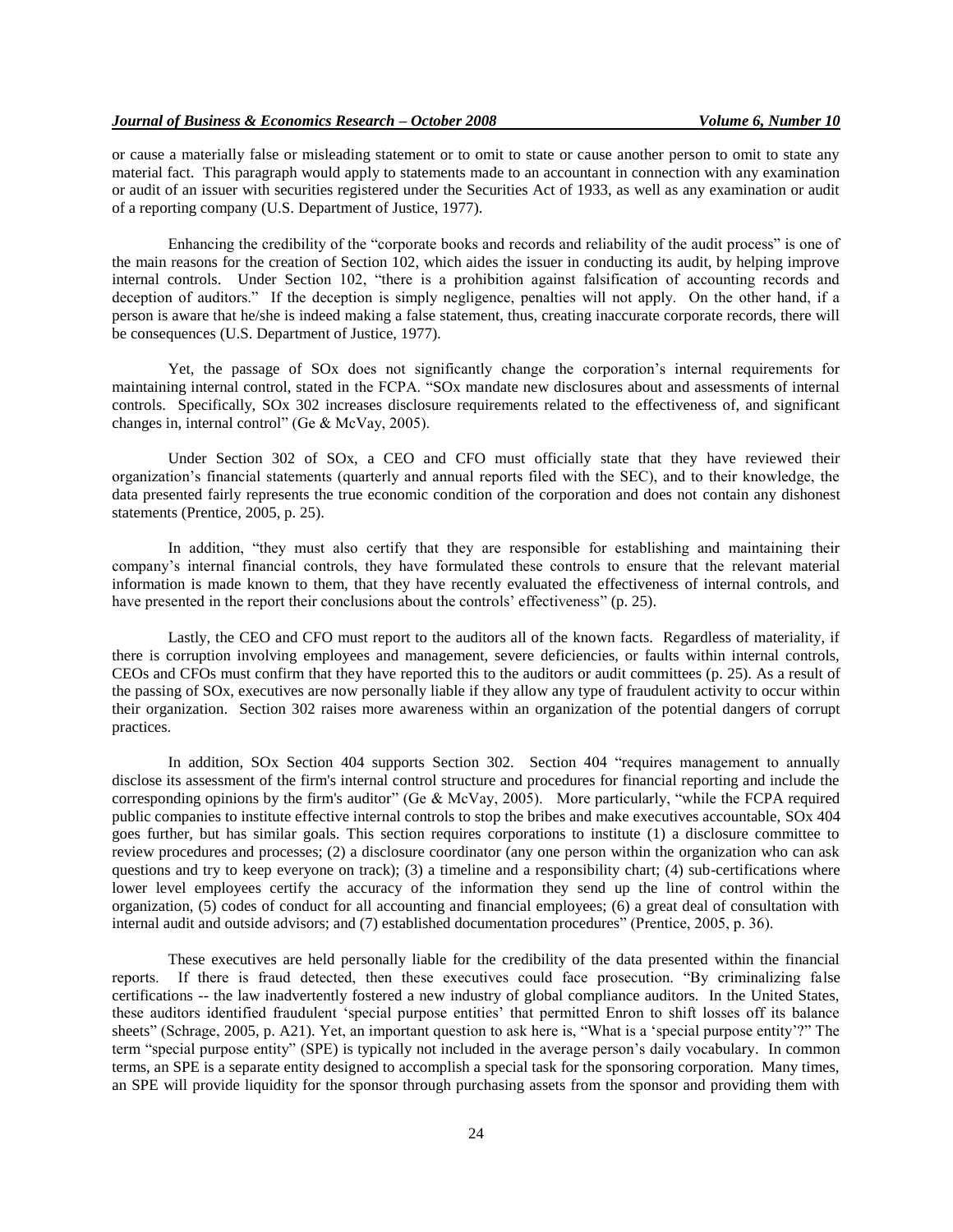or cause a materially false or misleading statement or to omit to state or cause another person to omit to state any material fact. This paragraph would apply to statements made to an accountant in connection with any examination or audit of an issuer with securities registered under the Securities Act of 1933, as well as any examination or audit of a reporting company (U.S. Department of Justice, 1977).

Enhancing the credibility of the "corporate books and records and reliability of the audit process" is one of the main reasons for the creation of Section 102, which aides the issuer in conducting its audit, by helping improve internal controls. Under Section 102, "there is a prohibition against falsification of accounting records and deception of auditors." If the deception is simply negligence, penalties will not apply. On the other hand, if a person is aware that he/she is indeed making a false statement, thus, creating inaccurate corporate records, there will be consequences (U.S. Department of Justice, 1977).

Yet, the passage of SOx does not significantly change the corporation's internal requirements for maintaining internal control, stated in the FCPA. "SOx mandate new disclosures about and assessments of internal controls. Specifically, SOx 302 increases disclosure requirements related to the effectiveness of, and significant changes in, internal control" (Ge & McVay, 2005).

Under Section 302 of SOx, a CEO and CFO must officially state that they have reviewed their organization's financial statements (quarterly and annual reports filed with the SEC), and to their knowledge, the data presented fairly represents the true economic condition of the corporation and does not contain any dishonest statements (Prentice, 2005, p. 25).

In addition, "they must also certify that they are responsible for establishing and maintaining their company's internal financial controls, they have formulated these controls to ensure that the relevant material information is made known to them, that they have recently evaluated the effectiveness of internal controls, and have presented in the report their conclusions about the controls' effectiveness" (p. 25).

Lastly, the CEO and CFO must report to the auditors all of the known facts. Regardless of materiality, if there is corruption involving employees and management, severe deficiencies, or faults within internal controls, CEOs and CFOs must confirm that they have reported this to the auditors or audit committees (p. 25). As a result of the passing of SOx, executives are now personally liable if they allow any type of fraudulent activity to occur within their organization. Section 302 raises more awareness within an organization of the potential dangers of corrupt practices.

In addition, SOx Section 404 supports Section 302. Section 404 "requires management to annually disclose its assessment of the firm's internal control structure and procedures for financial reporting and include the corresponding opinions by the firm's auditor" (Ge & McVay, 2005). More particularly, "while the FCPA required public companies to institute effective internal controls to stop the bribes and make executives accountable, SOx 404 goes further, but has similar goals. This section requires corporations to institute (1) a disclosure committee to review procedures and processes; (2) a disclosure coordinator (any one person within the organization who can ask questions and try to keep everyone on track); (3) a timeline and a responsibility chart; (4) sub-certifications where lower level employees certify the accuracy of the information they send up the line of control within the organization, (5) codes of conduct for all accounting and financial employees; (6) a great deal of consultation with internal audit and outside advisors; and (7) established documentation procedures" (Prentice, 2005, p. 36).

These executives are held personally liable for the credibility of the data presented within the financial reports. If there is fraud detected, then these executives could face prosecution. "By criminalizing false certifications -- the law inadvertently fostered a new industry of global compliance auditors. In the United States, these auditors identified fraudulent 'special purpose entities' that permitted Enron to shift losses off its balance sheets" (Schrage, 2005, p. A21). Yet, an important question to ask here is, "What is a 'special purpose entity'?" The term "special purpose entity" (SPE) is typically not included in the average person's daily vocabulary. In common terms, an SPE is a separate entity designed to accomplish a special task for the sponsoring corporation. Many times, an SPE will provide liquidity for the sponsor through purchasing assets from the sponsor and providing them with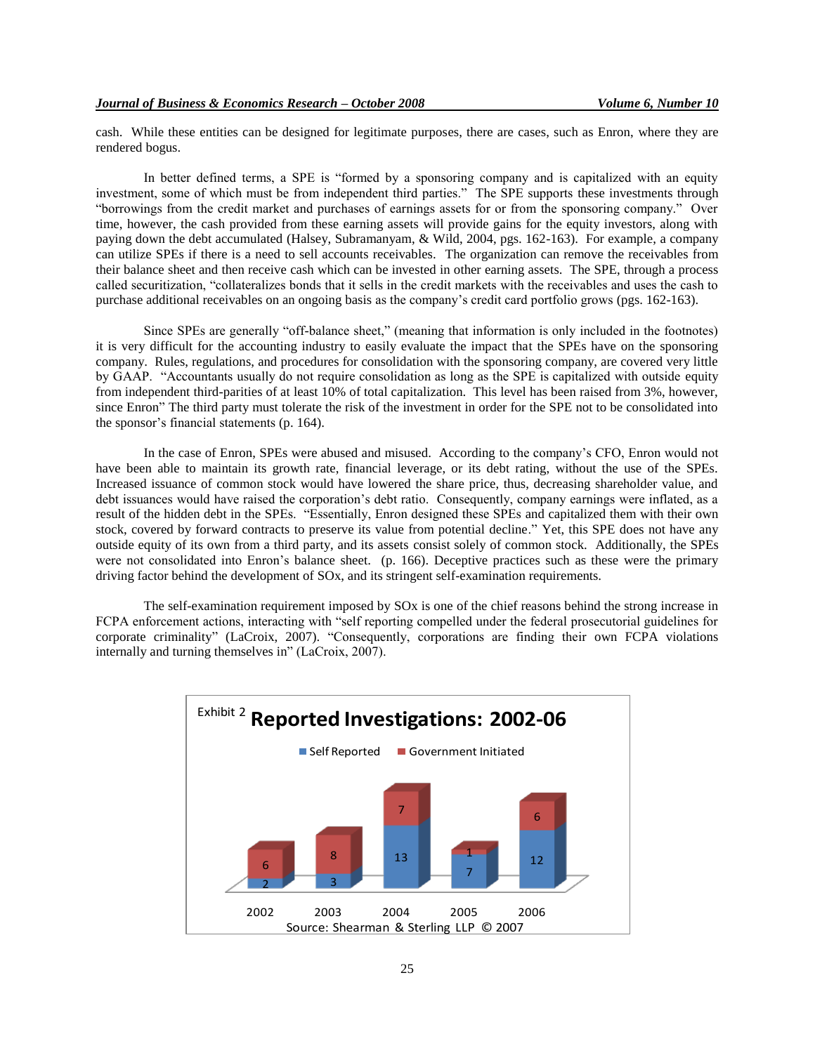cash. While these entities can be designed for legitimate purposes, there are cases, such as Enron, where they are rendered bogus.

In better defined terms, a SPE is "formed by a sponsoring company and is capitalized with an equity investment, some of which must be from independent third parties." The SPE supports these investments through "borrowings from the credit market and purchases of earnings assets for or from the sponsoring company." Over time, however, the cash provided from these earning assets will provide gains for the equity investors, along with paying down the debt accumulated (Halsey, Subramanyam, & Wild, 2004, pgs. 162-163). For example, a company can utilize SPEs if there is a need to sell accounts receivables. The organization can remove the receivables from their balance sheet and then receive cash which can be invested in other earning assets. The SPE, through a process called securitization, "collateralizes bonds that it sells in the credit markets with the receivables and uses the cash to purchase additional receivables on an ongoing basis as the company's credit card portfolio grows (pgs. 162-163).

Since SPEs are generally "off-balance sheet," (meaning that information is only included in the footnotes) it is very difficult for the accounting industry to easily evaluate the impact that the SPEs have on the sponsoring company. Rules, regulations, and procedures for consolidation with the sponsoring company, are covered very little by GAAP. "Accountants usually do not require consolidation as long as the SPE is capitalized with outside equity from independent third-parities of at least 10% of total capitalization. This level has been raised from 3%, however, since Enron" The third party must tolerate the risk of the investment in order for the SPE not to be consolidated into the sponsor's financial statements (p. 164).

In the case of Enron, SPEs were abused and misused. According to the company's CFO, Enron would not have been able to maintain its growth rate, financial leverage, or its debt rating, without the use of the SPEs. Increased issuance of common stock would have lowered the share price, thus, decreasing shareholder value, and debt issuances would have raised the corporation's debt ratio. Consequently, company earnings were inflated, as a result of the hidden debt in the SPEs. "Essentially, Enron designed these SPEs and capitalized them with their own stock, covered by forward contracts to preserve its value from potential decline." Yet, this SPE does not have any outside equity of its own from a third party, and its assets consist solely of common stock. Additionally, the SPEs were not consolidated into Enron's balance sheet. (p. 166). Deceptive practices such as these were the primary driving factor behind the development of SOx, and its stringent self-examination requirements.

The self-examination requirement imposed by SOx is one of the chief reasons behind the strong increase in FCPA enforcement actions, interacting with "self reporting compelled under the federal prosecutorial guidelines for corporate criminality" (LaCroix, 2007). "Consequently, corporations are finding their own FCPA violations internally and turning themselves in" (LaCroix, 2007).

Exhibit 2 **Reported Investigations: 2002-06**

| Year | Self Reported | Government Initiated |
|---|---|---|
| 2002 | 2 | 6 |
| 2003 | 3 | 8 |
| 2004 | 13 | 7 |
| 2005 | 7 | 1 |
| 2006 | 12 | 6 |

Source: Shearman & Sterling LLP © 2007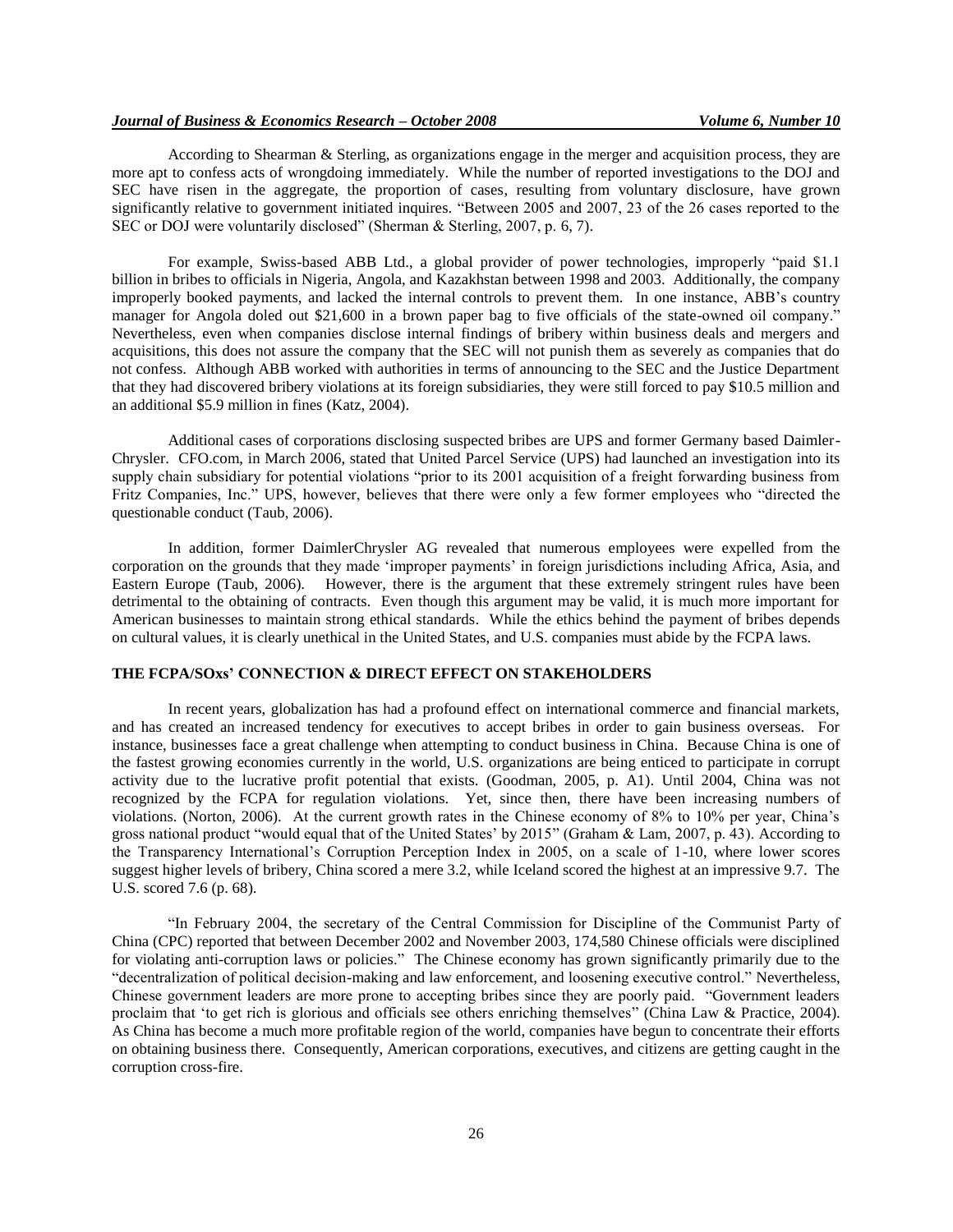According to Shearman & Sterling, as organizations engage in the merger and acquisition process, they are more apt to confess acts of wrongdoing immediately. While the number of reported investigations to the DOJ and SEC have risen in the aggregate, the proportion of cases, resulting from voluntary disclosure, have grown significantly relative to government initiated inquires. "Between 2005 and 2007, 23 of the 26 cases reported to the SEC or DOJ were voluntarily disclosed" (Sherman & Sterling, 2007, p. 6, 7).

For example, Swiss-based ABB Ltd., a global provider of power technologies, improperly "paid $1.1 billion in bribes to officials in Nigeria, Angola, and Kazakhstan between 1998 and 2003. Additionally, the company improperly booked payments, and lacked the internal controls to prevent them. In one instance, ABB's country manager for Angola doled out $21,600 in a brown paper bag to five officials of the state-owned oil company." Nevertheless, even when companies disclose internal findings of bribery within business deals and mergers and acquisitions, this does not assure the company that the SEC will not punish them as severely as companies that do not confess. Although ABB worked with authorities in terms of announcing to the SEC and the Justice Department that they had discovered bribery violations at its foreign subsidiaries, they were still forced to pay $10.5 million and an additional $5.9 million in fines (Katz, 2004).

Additional cases of corporations disclosing suspected bribes are UPS and former Germany based Daimler-Chrysler. CFO.com, in March 2006, stated that United Parcel Service (UPS) had launched an investigation into its supply chain subsidiary for potential violations "prior to its 2001 acquisition of a freight forwarding business from Fritz Companies, Inc." UPS, however, believes that there were only a few former employees who "directed the questionable conduct (Taub, 2006).

In addition, former DaimlerChrysler AG revealed that numerous employees were expelled from the corporation on the grounds that they made 'improper payments' in foreign jurisdictions including Africa, Asia, and Eastern Europe (Taub, 2006). However, there is the argument that these extremely stringent rules have been detrimental to the obtaining of contracts. Even though this argument may be valid, it is much more important for American businesses to maintain strong ethical standards. While the ethics behind the payment of bribes depends on cultural values, it is clearly unethical in the United States, and U.S. companies must abide by the FCPA laws.

## THE FCPA/SOXs' CONNECTION & DIRECT EFFECT ON STAKEHOLDERS

In recent years, globalization has had a profound effect on international commerce and financial markets, and has created an increased tendency for executives to accept bribes in order to gain business overseas. For instance, businesses face a great challenge when attempting to conduct business in China. Because China is one of the fastest growing economies currently in the world, U.S. organizations are being enticed to participate in corrupt activity due to the lucrative profit potential that exists. (Goodman, 2005, p. A1). Until 2004, China was not recognized by the FCPA for regulation violations. Yet, since then, there have been increasing numbers of violations. (Norton, 2006). At the current growth rates in the Chinese economy of 8% to 10% per year, China's gross national product "would equal that of the United States' by 2015" (Graham & Lam, 2007, p. 43). According to the Transparency International's Corruption Perception Index in 2005, on a scale of 1-10, where lower scores suggest higher levels of bribery, China scored a mere 3.2, while Iceland scored the highest at an impressive 9.7. The U.S. scored 7.6 (p. 68).

"In February 2004, the secretary of the Central Commission for Discipline of the Communist Party of China (CPC) reported that between December 2002 and November 2003, 174,580 Chinese officials were disciplined for violating anti-corruption laws or policies." The Chinese economy has grown significantly primarily due to the "decentralization of political decision-making and law enforcement, and loosening executive control." Nevertheless, Chinese government leaders are more prone to accepting bribes since they are poorly paid. "Government leaders proclaim that 'to get rich is glorious and officials see others enriching themselves" (China Law & Practice, 2004). As China has become a much more profitable region of the world, companies have begun to concentrate their efforts on obtaining business there. Consequently, American corporations, executives, and citizens are getting caught in the corruption cross-fire.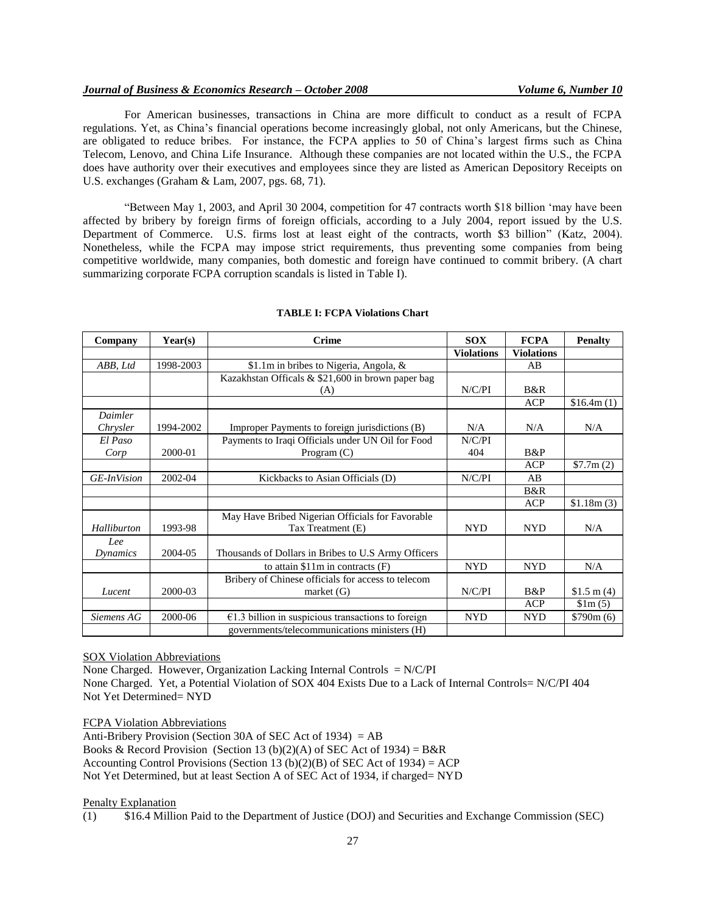For American businesses, transactions in China are more difficult to conduct as a result of FCPA regulations. Yet, as China's financial operations become increasingly global, not only Americans, but the Chinese, are obligated to reduce bribes. For instance, the FCPA applies to 50 of China's largest firms such as China Telecom, Lenovo, and China Life Insurance. Although these companies are not located within the U.S., the FCPA does have authority over their executives and employees since they are listed as American Depository Receipts on U.S. exchanges (Graham & Lam, 2007, pgs. 68, 71).

"Between May 1, 2003, and April 30 2004, competition for 47 contracts worth $18 billion 'may have been affected by bribery by foreign firms of foreign officials, according to a July 2004, report issued by the U.S. Department of Commerce. U.S. firms lost at least eight of the contracts, worth $3 billion" (Katz, 2004). Nonetheless, while the FCPA may impose strict requirements, thus preventing some companies from being competitive worldwide, many companies, both domestic and foreign have continued to commit bribery. (A chart summarizing corporate FCPA corruption scandals is listed in Table I).

**TABLE I: FCPA Violations Chart**

| Company | Year(s) | Crime | SOX Violations | FCPA Violations | Penalty |
|---|---|---|---|---|---|
| *ABB, Ltd* | 1998-2003 | $1.1m in bribes to Nigeria, Angola, & | | AB | |
| | | Kazakhstan Officals & $21,600 in brown paper bag (A) | N/C/PI | B&R | |
| | | | | ACP | $16.4m (1) |
| *Daimler Chrysler* | 1994-2002 | Improper Payments to foreign jurisdictions (B) | N/A | N/A | N/A |
| *El Paso Corp* | 2000-01 | Payments to Iraqi Officials under UN Oil for Food Program (C) | N/C/PI 404 | B&P | |
| | | | | ACP | $7.7m (2) |
| *GE-InVision* | 2002-04 | Kickbacks to Asian Officials (D) | N/C/PI | AB | |
| | | | | B&R | |
| | | | | ACP | $1.18m (3) |
| *Halliburton* | 1993-98 | May Have Bribed Nigerian Officials for Favorable Tax Treatment (E) | NYD | NYD | N/A |
| *Lee Dynamics* | 2004-05 | Thousands of Dollars in Bribes to U.S Army Officers | | | |
| | | to attain $11m in contracts (F) | NYD | NYD | N/A |
| *Lucent* | 2000-03 | Bribery of Chinese officials for access to telecom market (G) | N/C/PI | B&P | $1.5 m (4) |
| | | | | ACP | $1m (5) |
| *Siemens AG* | 2000-06 | €1.3 billion in suspicious transactions to foreign | NYD | NYD | $790m (6) |
| | | governments/telecommunications ministers (H) | | | |

<u>SOX Violation Abbreviations</u>

None Charged. However, Organization Lacking Internal Controls = N/C/PI
None Charged. Yet, a Potential Violation of SOX 404 Exists Due to a Lack of Internal Controls= N/C/PI 404
Not Yet Determined= NYD

<u>FCPA Violation Abbreviations</u>

Anti-Bribery Provision (Section 30A of SEC Act of 1934) = AB
Books & Record Provision (Section 13 (b)(2)(A) of SEC Act of 1934) = B&R
Accounting Control Provisions (Section 13 (b)(2)(B) of SEC Act of 1934) = ACP
Not Yet Determined, but at least Section A of SEC Act of 1934, if charged= NYD

<u>Penalty Explanation</u>

(1) $16.4 Million Paid to the Department of Justice (DOJ) and Securities and Exchange Commission (SEC)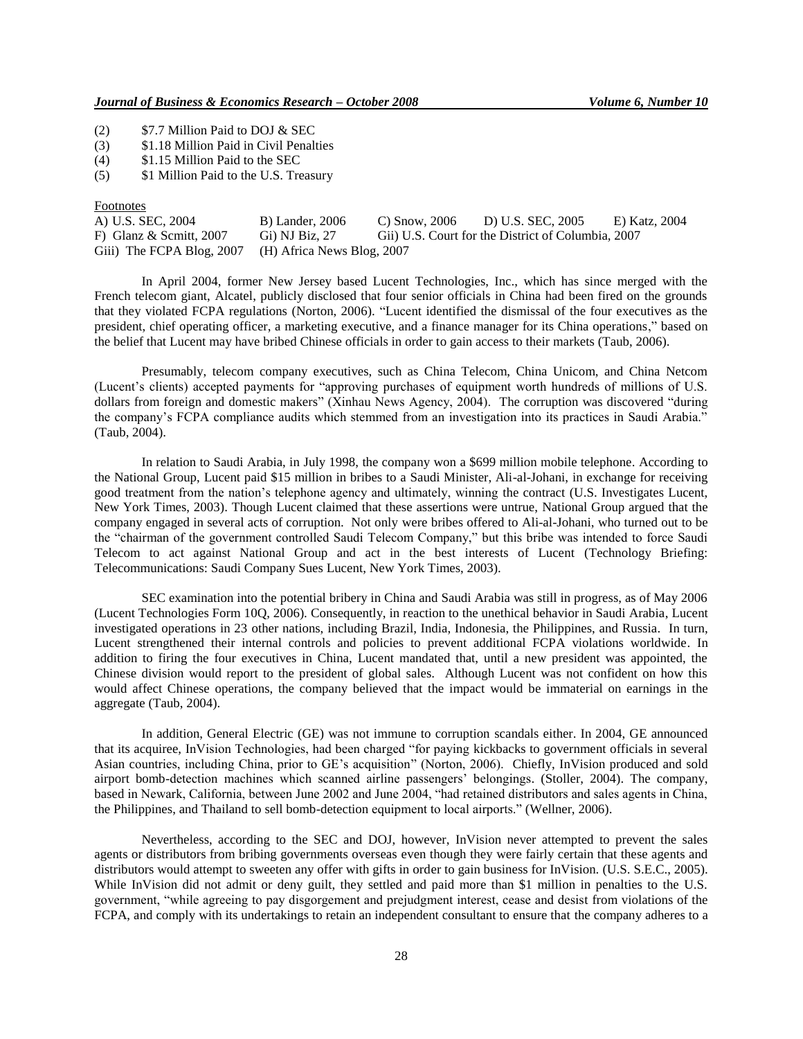(2) $7.7 Million Paid to DOJ & SEC
(3) $1.18 Million Paid in Civil Penalties
(4) $1.15 Million Paid to the SEC
(5) $1 Million Paid to the U.S. Treasury

Footnotes

| | | | | |
|---|---|---|---|---|
| A) U.S. SEC, 2004 | B) Lander, 2006 | C) Snow, 2006 | D) U.S. SEC, 2005 | E) Katz, 2004 |
| F) Glanz & Scmitt, 2007 | Gi) NJ Biz, 27 | Gii) U.S. Court for the District of Columbia, 2007 | | |
| Giii) The FCPA Blog, 2007 | (H) Africa News Blog, 2007 | | | |

In April 2004, former New Jersey based Lucent Technologies, Inc., which has since merged with the French telecom giant, Alcatel, publicly disclosed that four senior officials in China had been fired on the grounds that they violated FCPA regulations (Norton, 2006). "Lucent identified the dismissal of the four executives as the president, chief operating officer, a marketing executive, and a finance manager for its China operations," based on the belief that Lucent may have bribed Chinese officials in order to gain access to their markets (Taub, 2006).

Presumably, telecom company executives, such as China Telecom, China Unicom, and China Netcom (Lucent's clients) accepted payments for "approving purchases of equipment worth hundreds of millions of U.S. dollars from foreign and domestic makers" (Xinhau News Agency, 2004). The corruption was discovered "during the company's FCPA compliance audits which stemmed from an investigation into its practices in Saudi Arabia." (Taub, 2004).

In relation to Saudi Arabia, in July 1998, the company won a $699 million mobile telephone. According to the National Group, Lucent paid $15 million in bribes to a Saudi Minister, Ali-al-Johani, in exchange for receiving good treatment from the nation's telephone agency and ultimately, winning the contract (U.S. Investigates Lucent, New York Times, 2003). Though Lucent claimed that these assertions were untrue, National Group argued that the company engaged in several acts of corruption. Not only were bribes offered to Ali-al-Johani, who turned out to be the "chairman of the government controlled Saudi Telecom Company," but this bribe was intended to force Saudi Telecom to act against National Group and act in the best interests of Lucent (Technology Briefing: Telecommunications: Saudi Company Sues Lucent, New York Times, 2003).

SEC examination into the potential bribery in China and Saudi Arabia was still in progress, as of May 2006 (Lucent Technologies Form 10Q, 2006). Consequently, in reaction to the unethical behavior in Saudi Arabia, Lucent investigated operations in 23 other nations, including Brazil, India, Indonesia, the Philippines, and Russia. In turn, Lucent strengthened their internal controls and policies to prevent additional FCPA violations worldwide. In addition to firing the four executives in China, Lucent mandated that, until a new president was appointed, the Chinese division would report to the president of global sales. Although Lucent was not confident on how this would affect Chinese operations, the company believed that the impact would be immaterial on earnings in the aggregate (Taub, 2004).

In addition, General Electric (GE) was not immune to corruption scandals either. In 2004, GE announced that its acquiree, InVision Technologies, had been charged "for paying kickbacks to government officials in several Asian countries, including China, prior to GE's acquisition" (Norton, 2006). Chiefly, InVision produced and sold airport bomb-detection machines which scanned airline passengers' belongings. (Stoller, 2004). The company, based in Newark, California, between June 2002 and June 2004, "had retained distributors and sales agents in China, the Philippines, and Thailand to sell bomb-detection equipment to local airports." (Wellner, 2006).

Nevertheless, according to the SEC and DOJ, however, InVision never attempted to prevent the sales agents or distributors from bribing governments overseas even though they were fairly certain that these agents and distributors would attempt to sweeten any offer with gifts in order to gain business for InVision. (U.S. S.E.C., 2005). While InVision did not admit or deny guilt, they settled and paid more than $1 million in penalties to the U.S. government, "while agreeing to pay disgorgement and prejudgment interest, cease and desist from violations of the FCPA, and comply with its undertakings to retain an independent consultant to ensure that the company adheres to a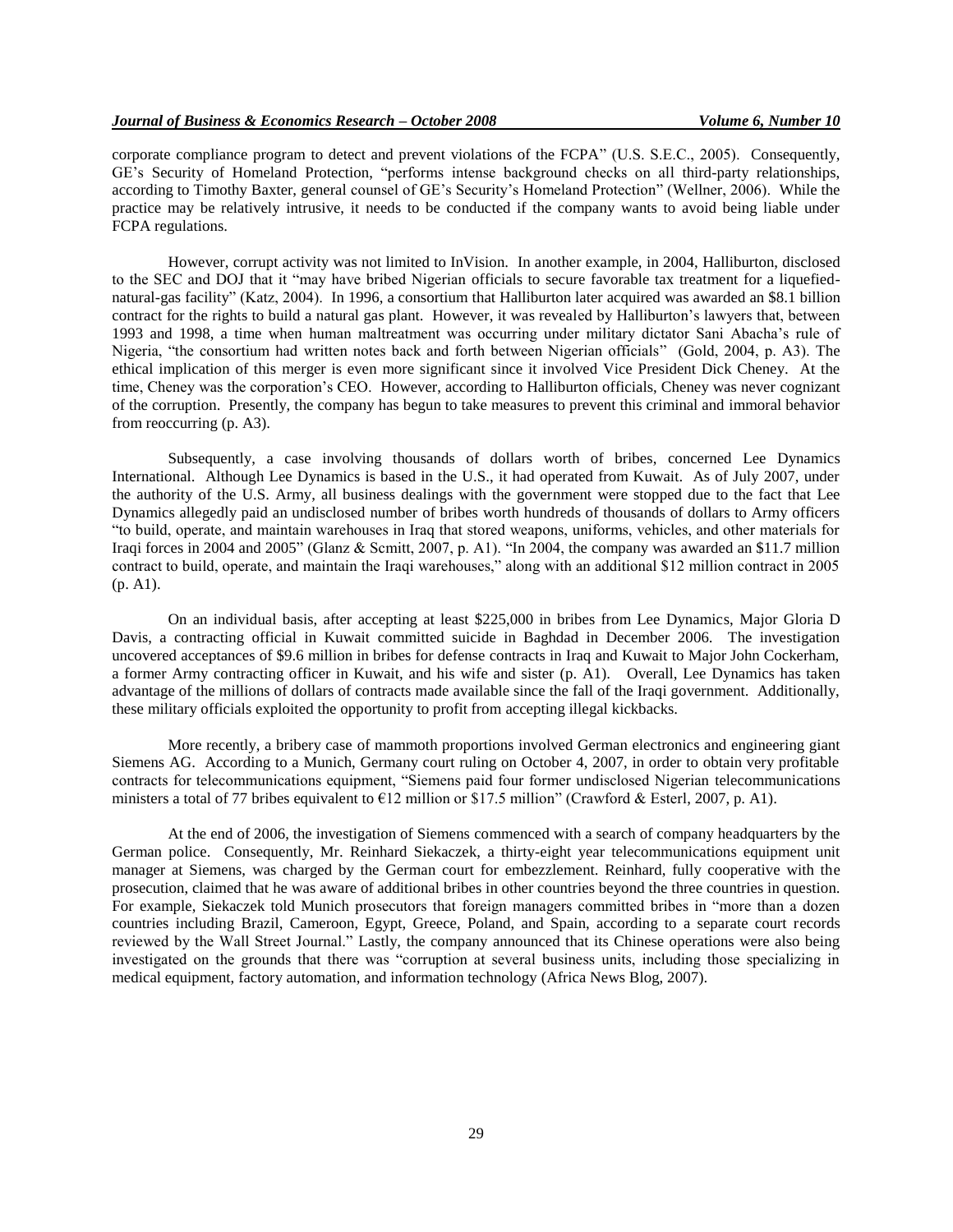corporate compliance program to detect and prevent violations of the FCPA" (U.S. S.E.C., 2005). Consequently, GE's Security of Homeland Protection, "performs intense background checks on all third-party relationships, according to Timothy Baxter, general counsel of GE's Security's Homeland Protection" (Wellner, 2006). While the practice may be relatively intrusive, it needs to be conducted if the company wants to avoid being liable under FCPA regulations.

However, corrupt activity was not limited to InVision. In another example, in 2004, Halliburton, disclosed to the SEC and DOJ that it "may have bribed Nigerian officials to secure favorable tax treatment for a liquefied-natural-gas facility" (Katz, 2004). In 1996, a consortium that Halliburton later acquired was awarded an $8.1 billion contract for the rights to build a natural gas plant. However, it was revealed by Halliburton's lawyers that, between 1993 and 1998, a time when human maltreatment was occurring under military dictator Sani Abacha's rule of Nigeria, "the consortium had written notes back and forth between Nigerian officials" (Gold, 2004, p. A3). The ethical implication of this merger is even more significant since it involved Vice President Dick Cheney. At the time, Cheney was the corporation's CEO. However, according to Halliburton officials, Cheney was never cognizant of the corruption. Presently, the company has begun to take measures to prevent this criminal and immoral behavior from reoccurring (p. A3).

Subsequently, a case involving thousands of dollars worth of bribes, concerned Lee Dynamics International. Although Lee Dynamics is based in the U.S., it had operated from Kuwait. As of July 2007, under the authority of the U.S. Army, all business dealings with the government were stopped due to the fact that Lee Dynamics allegedly paid an undisclosed number of bribes worth hundreds of thousands of dollars to Army officers "to build, operate, and maintain warehouses in Iraq that stored weapons, uniforms, vehicles, and other materials for Iraqi forces in 2004 and 2005" (Glanz & Scmitt, 2007, p. A1). "In 2004, the company was awarded an $11.7 million contract to build, operate, and maintain the Iraqi warehouses," along with an additional $12 million contract in 2005 (p. A1).

On an individual basis, after accepting at least $225,000 in bribes from Lee Dynamics, Major Gloria D Davis, a contracting official in Kuwait committed suicide in Baghdad in December 2006. The investigation uncovered acceptances of $9.6 million in bribes for defense contracts in Iraq and Kuwait to Major John Cockerham, a former Army contracting officer in Kuwait, and his wife and sister (p. A1). Overall, Lee Dynamics has taken advantage of the millions of dollars of contracts made available since the fall of the Iraqi government. Additionally, these military officials exploited the opportunity to profit from accepting illegal kickbacks.

More recently, a bribery case of mammoth proportions involved German electronics and engineering giant Siemens AG. According to a Munich, Germany court ruling on October 4, 2007, in order to obtain very profitable contracts for telecommunications equipment, "Siemens paid four former undisclosed Nigerian telecommunications ministers a total of 77 bribes equivalent to €12 million or $17.5 million" (Crawford & Esterl, 2007, p. A1).

At the end of 2006, the investigation of Siemens commenced with a search of company headquarters by the German police. Consequently, Mr. Reinhard Siekaczek, a thirty-eight year telecommunications equipment unit manager at Siemens, was charged by the German court for embezzlement. Reinhard, fully cooperative with the prosecution, claimed that he was aware of additional bribes in other countries beyond the three countries in question. For example, Siekaczek told Munich prosecutors that foreign managers committed bribes in "more than a dozen countries including Brazil, Cameroon, Egypt, Greece, Poland, and Spain, according to a separate court records reviewed by the Wall Street Journal." Lastly, the company announced that its Chinese operations were also being investigated on the grounds that there was "corruption at several business units, including those specializing in medical equipment, factory automation, and information technology (Africa News Blog, 2007).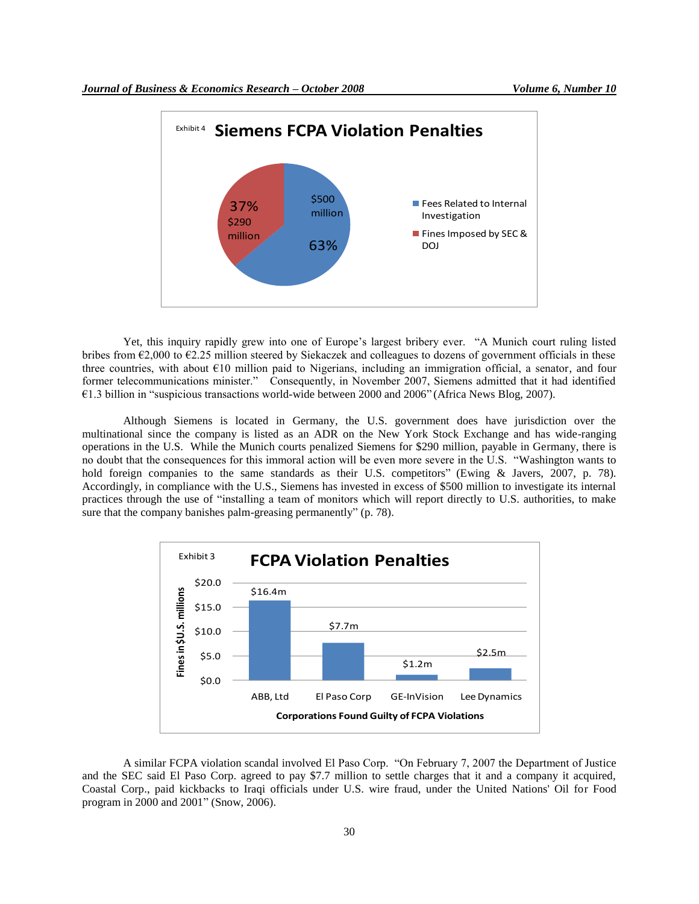Exhibit 4 **Siemens FCPA Violation Penalties**

| Category | Amount | Percentage |
| --- | --- | --- |
| Fees Related to Internal Investigation | $500 million | 63% |
| Fines Imposed by SEC & DOJ | $290 million | 37% |

Yet, this inquiry rapidly grew into one of Europe's largest bribery ever. "A Munich court ruling listed bribes from €2,000 to €2.25 million steered by Siekaczek and colleagues to dozens of government officials in these three countries, with about €10 million paid to Nigerians, including an immigration official, a senator, and four former telecommunications minister." Consequently, in November 2007, Siemens admitted that it had identified €1.3 billion in "suspicious transactions world-wide between 2000 and 2006" (Africa News Blog, 2007).

Although Siemens is located in Germany, the U.S. government does have jurisdiction over the multinational since the company is listed as an ADR on the New York Stock Exchange and has wide-ranging operations in the U.S. While the Munich courts penalized Siemens for $290 million, payable in Germany, there is no doubt that the consequences for this immoral action will be even more severe in the U.S. "Washington wants to hold foreign companies to the same standards as their U.S. competitors" (Ewing & Javers, 2007, p. 78). Accordingly, in compliance with the U.S., Siemens has invested in excess of $500 million to investigate its internal practices through the use of "installing a team of monitors which will report directly to U.S. authorities, to make sure that the company banishes palm-greasing permanently" (p. 78).

Exhibit 3 **FCPA Violation Penalties**

| Corporations Found Guilty of FCPA Violations | Fines in $U.S. millions |
| --- | --- |
| ABB, Ltd | $16.4m |
| El Paso Corp | $7.7m |
| GE-InVision | $1.2m |
| Lee Dynamics | $2.5m |

A similar FCPA violation scandal involved El Paso Corp. "On February 7, 2007 the Department of Justice and the SEC said El Paso Corp. agreed to pay $7.7 million to settle charges that it and a company it acquired, Coastal Corp., paid kickbacks to Iraqi officials under U.S. wire fraud, under the United Nations' Oil for Food program in 2000 and 2001" (Snow, 2006).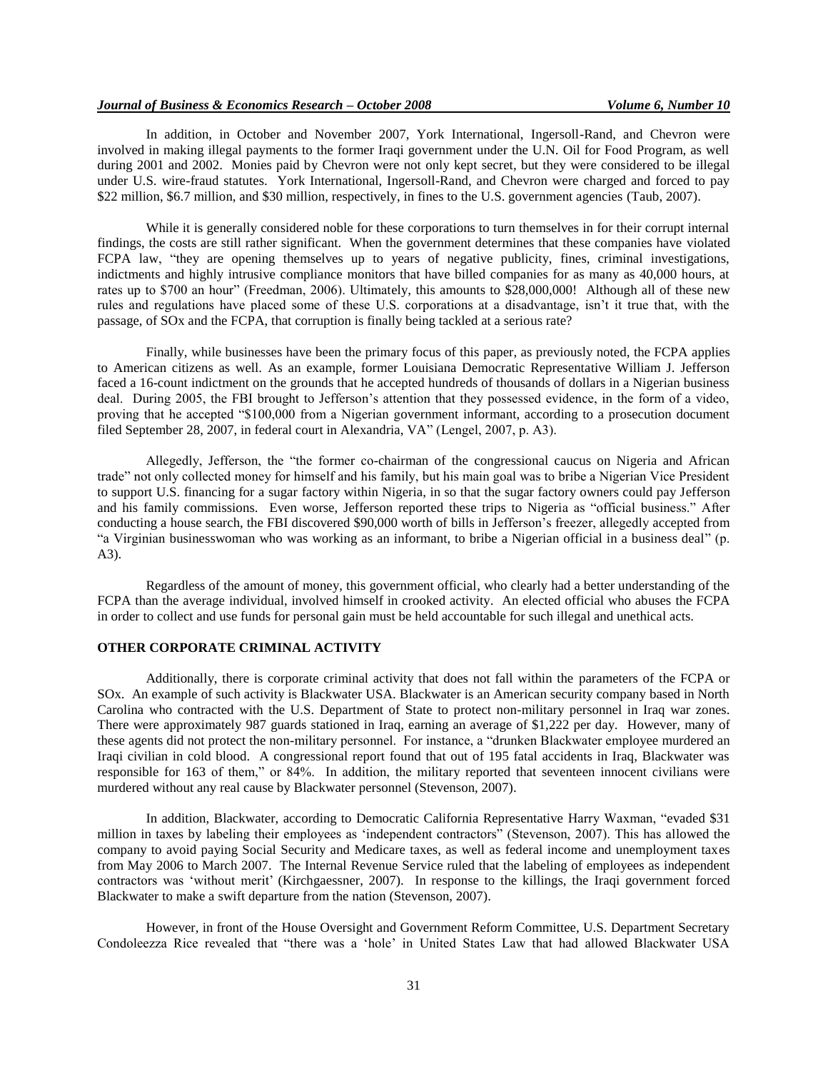In addition, in October and November 2007, York International, Ingersoll-Rand, and Chevron were involved in making illegal payments to the former Iraqi government under the U.N. Oil for Food Program, as well during 2001 and 2002. Monies paid by Chevron were not only kept secret, but they were considered to be illegal under U.S. wire-fraud statutes. York International, Ingersoll-Rand, and Chevron were charged and forced to pay \$22 million, \$6.7 million, and \$30 million, respectively, in fines to the U.S. government agencies (Taub, 2007).

While it is generally considered noble for these corporations to turn themselves in for their corrupt internal findings, the costs are still rather significant. When the government determines that these companies have violated FCPA law, "they are opening themselves up to years of negative publicity, fines, criminal investigations, indictments and highly intrusive compliance monitors that have billed companies for as many as 40,000 hours, at rates up to \$700 an hour" (Freedman, 2006). Ultimately, this amounts to \$28,000,000! Although all of these new rules and regulations have placed some of these U.S. corporations at a disadvantage, isn't it true that, with the passage, of SOx and the FCPA, that corruption is finally being tackled at a serious rate?

Finally, while businesses have been the primary focus of this paper, as previously noted, the FCPA applies to American citizens as well. As an example, former Louisiana Democratic Representative William J. Jefferson faced a 16-count indictment on the grounds that he accepted hundreds of thousands of dollars in a Nigerian business deal. During 2005, the FBI brought to Jefferson's attention that they possessed evidence, in the form of a video, proving that he accepted "\$100,000 from a Nigerian government informant, according to a prosecution document filed September 28, 2007, in federal court in Alexandria, VA" (Lengel, 2007, p. A3).

Allegedly, Jefferson, the "the former co-chairman of the congressional caucus on Nigeria and African trade" not only collected money for himself and his family, but his main goal was to bribe a Nigerian Vice President to support U.S. financing for a sugar factory within Nigeria, in so that the sugar factory owners could pay Jefferson and his family commissions. Even worse, Jefferson reported these trips to Nigeria as "official business." After conducting a house search, the FBI discovered \$90,000 worth of bills in Jefferson's freezer, allegedly accepted from "a Virginian businesswoman who was working as an informant, to bribe a Nigerian official in a business deal" (p. A3).

Regardless of the amount of money, this government official, who clearly had a better understanding of the FCPA than the average individual, involved himself in crooked activity. An elected official who abuses the FCPA in order to collect and use funds for personal gain must be held accountable for such illegal and unethical acts.

## OTHER CORPORATE CRIMINAL ACTIVITY

Additionally, there is corporate criminal activity that does not fall within the parameters of the FCPA or SOx. An example of such activity is Blackwater USA. Blackwater is an American security company based in North Carolina who contracted with the U.S. Department of State to protect non-military personnel in Iraq war zones. There were approximately 987 guards stationed in Iraq, earning an average of \$1,222 per day. However, many of these agents did not protect the non-military personnel. For instance, a "drunken Blackwater employee murdered an Iraqi civilian in cold blood. A congressional report found that out of 195 fatal accidents in Iraq, Blackwater was responsible for 163 of them," or 84%. In addition, the military reported that seventeen innocent civilians were murdered without any real cause by Blackwater personnel (Stevenson, 2007).

In addition, Blackwater, according to Democratic California Representative Harry Waxman, "evaded \$31 million in taxes by labeling their employees as 'independent contractors" (Stevenson, 2007). This has allowed the company to avoid paying Social Security and Medicare taxes, as well as federal income and unemployment taxes from May 2006 to March 2007. The Internal Revenue Service ruled that the labeling of employees as independent contractors was 'without merit' (Kirchgaessner, 2007). In response to the killings, the Iraqi government forced Blackwater to make a swift departure from the nation (Stevenson, 2007).

However, in front of the House Oversight and Government Reform Committee, U.S. Department Secretary Condoleezza Rice revealed that "there was a 'hole' in United States Law that had allowed Blackwater USA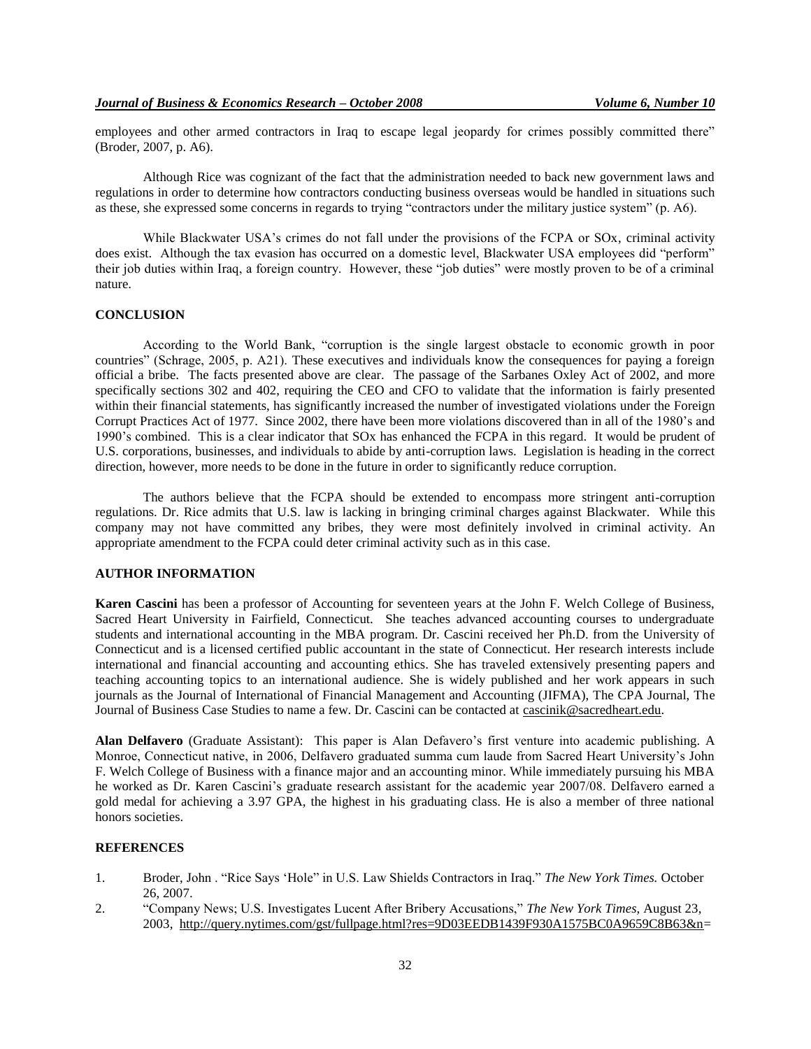employees and other armed contractors in Iraq to escape legal jeopardy for crimes possibly committed there" (Broder, 2007, p. A6).

Although Rice was cognizant of the fact that the administration needed to back new government laws and regulations in order to determine how contractors conducting business overseas would be handled in situations such as these, she expressed some concerns in regards to trying "contractors under the military justice system" (p. A6).

While Blackwater USA's crimes do not fall under the provisions of the FCPA or SOx, criminal activity does exist. Although the tax evasion has occurred on a domestic level, Blackwater USA employees did "perform" their job duties within Iraq, a foreign country. However, these "job duties" were mostly proven to be of a criminal nature.

## CONCLUSION

According to the World Bank, "corruption is the single largest obstacle to economic growth in poor countries" (Schrage, 2005, p. A21). These executives and individuals know the consequences for paying a foreign official a bribe. The facts presented above are clear. The passage of the Sarbanes Oxley Act of 2002, and more specifically sections 302 and 402, requiring the CEO and CFO to validate that the information is fairly presented within their financial statements, has significantly increased the number of investigated violations under the Foreign Corrupt Practices Act of 1977. Since 2002, there have been more violations discovered than in all of the 1980's and 1990's combined. This is a clear indicator that SOx has enhanced the FCPA in this regard. It would be prudent of U.S. corporations, businesses, and individuals to abide by anti-corruption laws. Legislation is heading in the correct direction, however, more needs to be done in the future in order to significantly reduce corruption.

The authors believe that the FCPA should be extended to encompass more stringent anti-corruption regulations. Dr. Rice admits that U.S. law is lacking in bringing criminal charges against Blackwater. While this company may not have committed any bribes, they were most definitely involved in criminal activity. An appropriate amendment to the FCPA could deter criminal activity such as in this case.

## AUTHOR INFORMATION

**Karen Cascini** has been a professor of Accounting for seventeen years at the John F. Welch College of Business, Sacred Heart University in Fairfield, Connecticut. She teaches advanced accounting courses to undergraduate students and international accounting in the MBA program. Dr. Cascini received her Ph.D. from the University of Connecticut and is a licensed certified public accountant in the state of Connecticut. Her research interests include international and financial accounting and accounting ethics. She has traveled extensively presenting papers and teaching accounting topics to an international audience. She is widely published and her work appears in such journals as the Journal of International of Financial Management and Accounting (JIFMA), The CPA Journal, The Journal of Business Case Studies to name a few. Dr. Cascini can be contacted at cascinik@sacredheart.edu.

**Alan Delfavero** (Graduate Assistant): This paper is Alan Defavero's first venture into academic publishing. A Monroe, Connecticut native, in 2006, Delfavero graduated summa cum laude from Sacred Heart University's John F. Welch College of Business with a finance major and an accounting minor. While immediately pursuing his MBA he worked as Dr. Karen Cascini's graduate research assistant for the academic year 2007/08. Delfavero earned a gold medal for achieving a 3.97 GPA, the highest in his graduating class. He is also a member of three national honors societies.

## REFERENCES

1. Broder, John . "Rice Says 'Hole" in U.S. Law Shields Contractors in Iraq." *The New York Times.* October 26, 2007.
2. "Company News; U.S. Investigates Lucent After Bribery Accusations," *The New York Times*, August 23, 2003, http://query.nytimes.com/gst/fullpage.html?res=9D03EEDB1439F930A1575BC0A9659C8B63&n=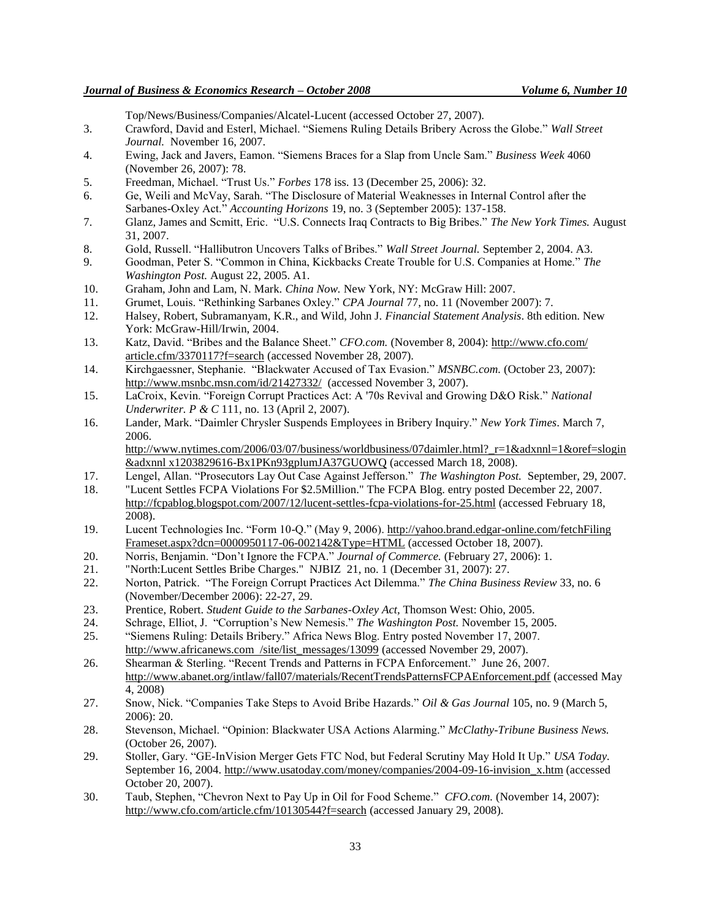Top/News/Business/Companies/Alcatel-Lucent (accessed October 27, 2007).

3. Crawford, David and Esterl, Michael. "Siemens Ruling Details Bribery Across the Globe." *Wall Street Journal.* November 16, 2007.
4. Ewing, Jack and Javers, Eamon. "Siemens Braces for a Slap from Uncle Sam." *Business Week* 4060 (November 26, 2007): 78.
5. Freedman, Michael. "Trust Us." *Forbes* 178 iss. 13 (December 25, 2006): 32.
6. Ge, Weili and McVay, Sarah. "The Disclosure of Material Weaknesses in Internal Control after the Sarbanes-Oxley Act." *Accounting Horizons* 19, no. 3 (September 2005): 137-158.
7. Glanz, James and Scmitt, Eric. "U.S. Connects Iraq Contracts to Big Bribes." *The New York Times.* August 31, 2007.
8. Gold, Russell. "Hallibutron Uncovers Talks of Bribes." *Wall Street Journal.* September 2, 2004. A3.
9. Goodman, Peter S. "Common in China, Kickbacks Create Trouble for U.S. Companies at Home." *The Washington Post.* August 22, 2005. A1.
10. Graham, John and Lam, N. Mark. *China Now.* New York, NY: McGraw Hill: 2007.
11. Grumet, Louis. "Rethinking Sarbanes Oxley." *CPA Journal* 77, no. 11 (November 2007): 7.
12. Halsey, Robert, Subramanyam, K.R., and Wild, John J. *Financial Statement Analysis*. 8th edition. New York: McGraw-Hill/Irwin, 2004.
13. Katz, David. "Bribes and the Balance Sheet." *CFO.com.* (November 8, 2004): http://www.cfo.com/article.cfm/3370117?f=search (accessed November 28, 2007).
14. Kirchgaessner, Stephanie. "Blackwater Accused of Tax Evasion." *MSNBC.com.* (October 23, 2007): http://www.msnbc.msn.com/id/21427332/ (accessed November 3, 2007).
15. LaCroix, Kevin. "Foreign Corrupt Practices Act: A '70s Revival and Growing D&O Risk." *National Underwriter. P & C* 111, no. 13 (April 2, 2007).
16. Lander, Mark. "Daimler Chrysler Suspends Employees in Bribery Inquiry." *New York Times*. March 7, 2006. http://www.nytimes.com/2006/03/07/business/worldbusiness/07daimler.html?_r=1&adxnnl=1&oref=slogin&adxnnl x1203829616-Bx1PKn93gplumJA37GUOWQ (accessed March 18, 2008).
17. Lengel, Allan. "Prosecutors Lay Out Case Against Jefferson." *The Washington Post.* September, 29, 2007.
18. "Lucent Settles FCPA Violations For $2.5Million." The FCPA Blog. entry posted December 22, 2007. http://fcpablog.blogspot.com/2007/12/lucent-settles-fcpa-violations-for-25.html (accessed February 18, 2008).
19. Lucent Technologies Inc. "Form 10-Q." (May 9, 2006). http://yahoo.brand.edgar-online.com/fetchFilingFrameset.aspx?dcn=0000950117-06-002142&Type=HTML (accessed October 18, 2007).
20. Norris, Benjamin. "Don't Ignore the FCPA." *Journal of Commerce.* (February 27, 2006): 1.
21. "North:Lucent Settles Bribe Charges." NJBIZ 21, no. 1 (December 31, 2007): 27.
22. Norton, Patrick. "The Foreign Corrupt Practices Act Dilemma." *The China Business Review* 33, no. 6 (November/December 2006): 22-27, 29.
23. Prentice, Robert. *Student Guide to the Sarbanes-Oxley Act,* Thomson West: Ohio, 2005.
24. Schrage, Elliot, J. "Corruption's New Nemesis." *The Washington Post.* November 15, 2005.
25. "Siemens Ruling: Details Bribery." Africa News Blog. Entry posted November 17, 2007. http://www.africanews.com /site/list_messages/13099 (accessed November 29, 2007).
26. Shearman & Sterling. "Recent Trends and Patterns in FCPA Enforcement." June 26, 2007. http://www.abanet.org/intlaw/fall07/materials/RecentTrendsPatternsFCPAEnforcement.pdf (accessed May 4, 2008)
27. Snow, Nick. "Companies Take Steps to Avoid Bribe Hazards." *Oil & Gas Journal* 105, no. 9 (March 5, 2006): 20.
28. Stevenson, Michael. "Opinion: Blackwater USA Actions Alarming." *McClathy-Tribune Business News.* (October 26, 2007).
29. Stoller, Gary. "GE-InVision Merger Gets FTC Nod, but Federal Scrutiny May Hold It Up." *USA Today.* September 16, 2004. http://www.usatoday.com/money/companies/2004-09-16-invision_x.htm (accessed October 20, 2007).
30. Taub, Stephen, "Chevron Next to Pay Up in Oil for Food Scheme." *CFO.com.* (November 14, 2007): http://www.cfo.com/article.cfm/10130544?f=search (accessed January 29, 2008).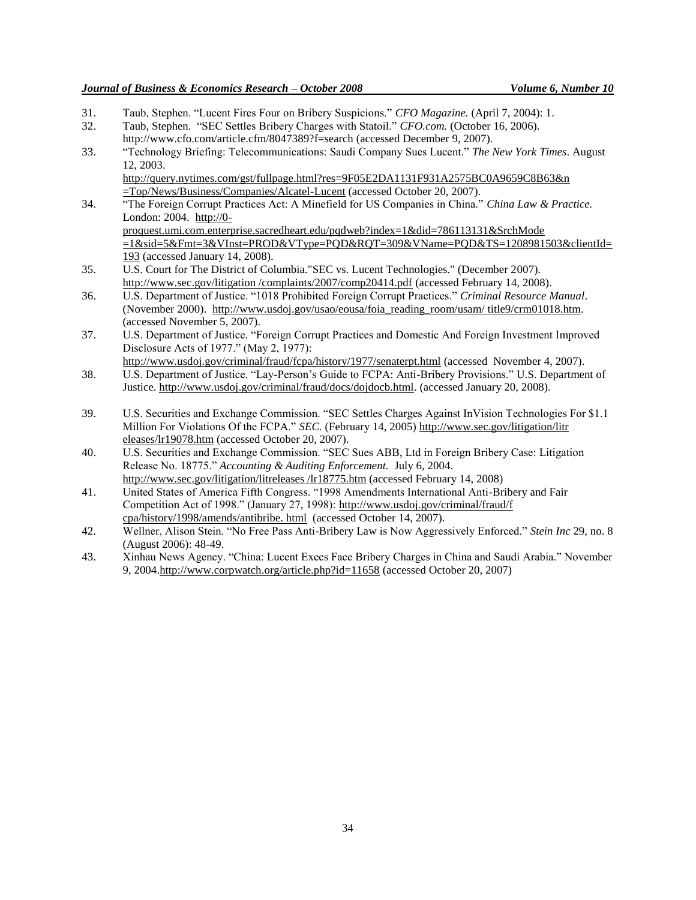31. Taub, Stephen. "Lucent Fires Four on Bribery Suspicions." *CFO Magazine.* (April 7, 2004): 1.
32. Taub, Stephen. "SEC Settles Bribery Charges with Statoil." *CFO.com.* (October 16, 2006). http://www.cfo.com/article.cfm/8047389?f=search (accessed December 9, 2007).
33. "Technology Briefing: Telecommunications: Saudi Company Sues Lucent." *The New York Times*. August 12, 2003. http://query.nytimes.com/gst/fullpage.html?res=9F05E2DA1131F931A2575BC0A9659C8B63&n=Top/News/Business/Companies/Alcatel-Lucent (accessed October 20, 2007).
34. "The Foreign Corrupt Practices Act: A Minefield for US Companies in China." *China Law & Practice.* London: 2004. http://0-proquest.umi.com.enterprise.sacredheart.edu/pqdweb?index=1&did=786113131&SrchMode=1&sid=5&Fmt=3&VInst=PROD&VType=PQD&RQT=309&VName=PQD&TS=1208981503&clientId=193 (accessed January 14, 2008).
35. U.S. Court for The District of Columbia."SEC vs. Lucent Technologies." (December 2007). http://www.sec.gov/litigation /complaints/2007/comp20414.pdf (accessed February 14, 2008).
36. U.S. Department of Justice. "1018 Prohibited Foreign Corrupt Practices." *Criminal Resource Manual*. (November 2000). http://www.usdoj.gov/usao/eousa/foia_reading_room/usam/ title9/crm01018.htm. (accessed November 5, 2007).
37. U.S. Department of Justice. "Foreign Corrupt Practices and Domestic And Foreign Investment Improved Disclosure Acts of 1977." (May 2, 1977): http://www.usdoj.gov/criminal/fraud/fcpa/history/1977/senaterpt.html (accessed November 4, 2007).
38. U.S. Department of Justice. "Lay-Person's Guide to FCPA: Anti-Bribery Provisions." U.S. Department of Justice. http://www.usdoj.gov/criminal/fraud/docs/dojdocb.html. (accessed January 20, 2008).
39. U.S. Securities and Exchange Commission. "SEC Settles Charges Against InVision Technologies For $1.1 Million For Violations Of the FCPA." *SEC.* (February 14, 2005) http://www.sec.gov/litigation/litreleases/lr19078.htm (accessed October 20, 2007).
40. U.S. Securities and Exchange Commission. "SEC Sues ABB, Ltd in Foreign Bribery Case: Litigation Release No. 18775." *Accounting & Auditing Enforcement.* July 6, 2004. http://www.sec.gov/litigation/litreleases /lr18775.htm (accessed February 14, 2008)
41. United States of America Fifth Congress. "1998 Amendments International Anti-Bribery and Fair Competition Act of 1998." (January 27, 1998): http://www.usdoj.gov/criminal/fraud/fcpa/history/1998/amends/antibribe. html (accessed October 14, 2007).
42. Wellner, Alison Stein. "No Free Pass Anti-Bribery Law is Now Aggressively Enforced." *Stein Inc* 29, no. 8 (August 2006): 48-49.
43. Xinhau News Agency. "China: Lucent Execs Face Bribery Charges in China and Saudi Arabia." November 9, 2004.http://www.corpwatch.org/article.php?id=11658 (accessed October 20, 2007)